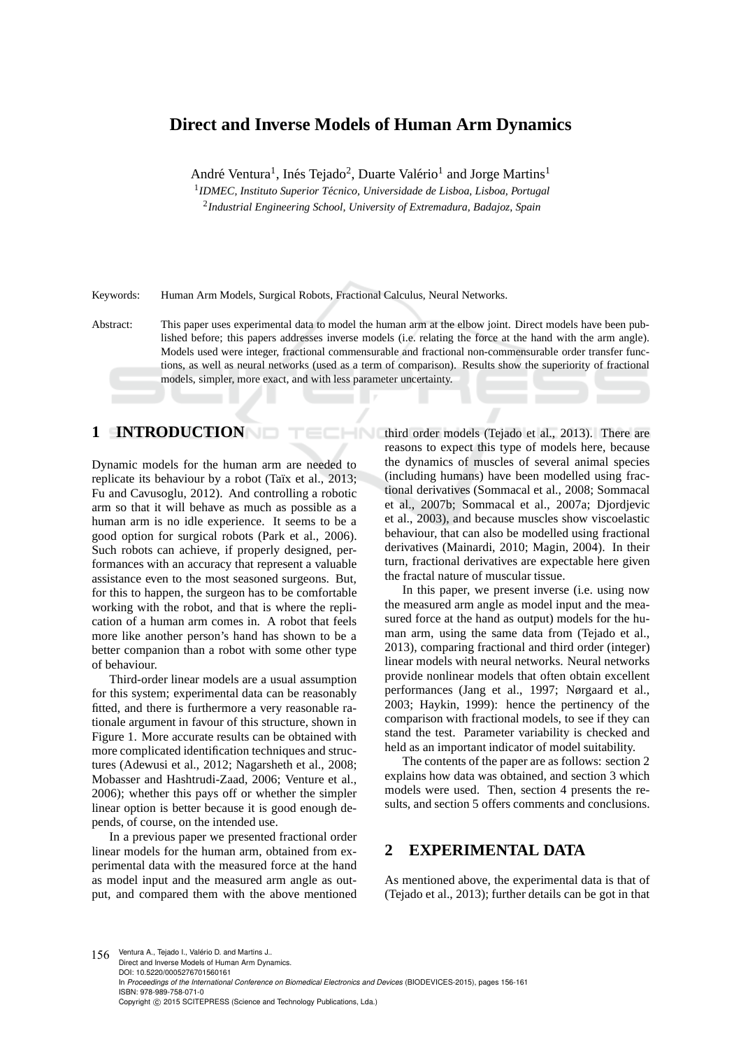# Direct and Inverse Models of Human Arm Dynamics

André Ventura[1], Inés Tejado[2], Duarte Valério[1] and Jorge Martins[1]

[1] *IDMEC, Instituto Superior Técnico, Universidade de Lisboa, Lisboa, Portugal*

[2] *Industrial Engineering School, University of Extremadura, Badajoz, Spain*

Keywords: Human Arm Models, Surgical Robots, Fractional Calculus, Neural Networks.

Abstract: This paper uses experimental data to model the human arm at the elbow joint. Direct models have been published before; this papers addresses inverse models (i.e. relating the force at the hand with the arm angle). Models used were integer, fractional commensurable and fractional non-commensurable order transfer functions, as well as neural networks (used as a term of comparison). Results show the superiority of fractional models, simpler, more exact, and with less parameter uncertainty.

## 1 INTRODUCTION

Dynamic models for the human arm are needed to replicate its behaviour by a robot (Taïx et al., 2013; Fu and Cavusoglu, 2012). And controlling a robotic arm so that it will behave as much as possible as a human arm is no idle experience. It seems to be a good option for surgical robots (Park et al., 2006). Such robots can achieve, if properly designed, performances with an accuracy that represent a valuable assistance even to the most seasoned surgeons. But, for this to happen, the surgeon has to be comfortable working with the robot, and that is where the replication of a human arm comes in. A robot that feels more like another person's hand has shown to be a better companion than a robot with some other type of behaviour.

Third-order linear models are a usual assumption for this system; experimental data can be reasonably fitted, and there is furthermore a very reasonable rationale argument in favour of this structure, shown in Figure 1. More accurate results can be obtained with more complicated identification techniques and structures (Adewusi et al., 2012; Nagarsheth et al., 2008; Mobasser and Hashtrudi-Zaad, 2006; Venture et al., 2006); whether this pays off or whether the simpler linear option is better because it is good enough depends, of course, on the intended use.

In a previous paper we presented fractional order linear models for the human arm, obtained from experimental data with the measured force at the hand as model input and the measured arm angle as output, and compared them with the above mentioned third order models (Tejado et al., 2013). There are reasons to expect this type of models here, because the dynamics of muscles of several animal species (including humans) have been modelled using fractional derivatives (Sommacal et al., 2008; Sommacal et al., 2007b; Sommacal et al., 2007a; Djordjevic et al., 2003), and because muscles show viscoelastic behaviour, that can also be modelled using fractional derivatives (Mainardi, 2010; Magin, 2004). In their turn, fractional derivatives are expectable here given the fractal nature of muscular tissue.

In this paper, we present inverse (i.e. using now the measured arm angle as model input and the measured force at the hand as output) models for the human arm, using the same data from (Tejado et al., 2013), comparing fractional and third order (integer) linear models with neural networks. Neural networks provide nonlinear models that often obtain excellent performances (Jang et al., 1997; Nørgaard et al., 2003; Haykin, 1999): hence the pertinency of the comparison with fractional models, to see if they can stand the test. Parameter variability is checked and held as an important indicator of model suitability.

The contents of the paper are as follows: section 2 explains how data was obtained, and section 3 which models were used. Then, section 4 presents the results, and section 5 offers comments and conclusions.

## 2 EXPERIMENTAL DATA

As mentioned above, the experimental data is that of (Tejado et al., 2013); further details can be got in that

Ventura A., Tejado I., Valério D. and Martins J..
Direct and Inverse Models of Human Arm Dynamics.
DOI: 10.5220/0005276701560161
In *Proceedings of the International Conference on Biomedical Electronics and Devices* (BIODEVICES-2015), pages 156-161
ISBN: 978-989-758-071-0
Copyright © 2015 SCITEPRESS (Science and Technology Publications, Lda.)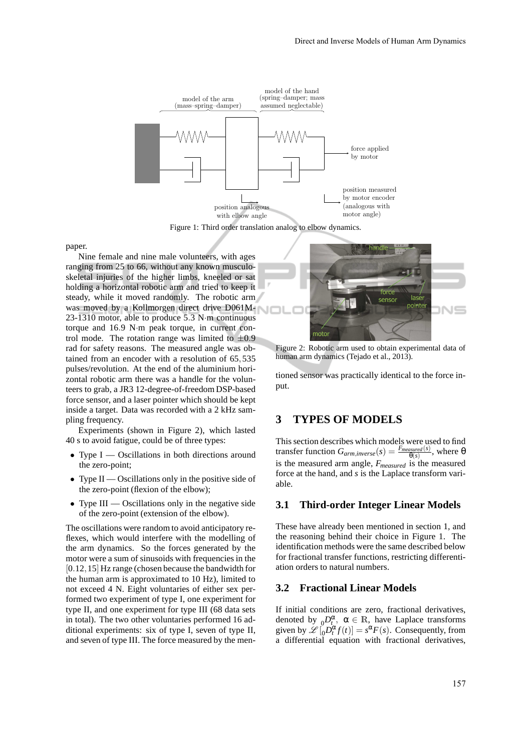Figure 1: Third order translation analog to elbow dynamics.

paper.

Nine female and nine male volunteers, with ages ranging from 25 to 66, without any known musculo-skeletal injuries of the higher limbs, kneeled or sat holding a horizontal robotic arm and tried to keep it steady, while it moved randomly. The robotic arm was moved by a Kollmorgen direct drive D061M-23-1310 motor, able to produce 5.3 N·m continuous torque and 16.9 N·m peak torque, in current control mode. The rotation range was limited to $\pm 0.9$ rad for safety reasons. The measured angle was obtained from an encoder with a resolution of $65,535$ pulses/revolution. At the end of the aluminium horizontal robotic arm there was a handle for the volunteers to grab, a JR3 12-degree-of-freedom DSP-based force sensor, and a laser pointer which should be kept inside a target. Data was recorded with a 2 kHz sampling frequency.

Experiments (shown in Figure 2), which lasted 40 s to avoid fatigue, could be of three types:

- Type I — Oscillations in both directions around the zero-point;
- Type II — Oscillations only in the positive side of the zero-point (flexion of the elbow);
- Type III — Oscillations only in the negative side of the zero-point (extension of the elbow).

The oscillations were random to avoid anticipatory reflexes, which would interfere with the modelling of the arm dynamics. So the forces generated by the motor were a sum of sinusoids with frequencies in the $[0.12, 15]$ Hz range (chosen because the bandwidth for the human arm is approximated to 10 Hz), limited to not exceed 4 N. Eight voluntaries of either sex performed two experiment of type I, one experiment for type II, and one experiment for type III (68 data sets in total). The two other voluntaries performed 16 additional experiments: six of type I, seven of type II, and seven of type III. The force measured by the mentioned sensor was practically identical to the force input.

Figure 2: Robotic arm used to obtain experimental data of human arm dynamics (Tejado et al., 2013).

## 3 TYPES OF MODELS

This section describes which models were used to find transfer function $G_{arm,inverse}(s) = \frac{F_{measured}(s)}{\theta(s)}$, where $\theta$ is the measured arm angle, $F_{measured}$ is the measured force at the hand, and $s$ is the Laplace transform variable.

### 3.1 Third-order Integer Linear Models

These have already been mentioned in section 1, and the reasoning behind their choice in Figure 1. The identification methods were the same described below for fractional transfer functions, restricting differentiation orders to natural numbers.

### 3.2 Fractional Linear Models

If initial conditions are zero, fractional derivatives, denoted by ${}_0D_t^{\alpha}$, $\alpha \in \mathbb{R}$, have Laplace transforms given by $\mathscr{L}\left[{}_0D_t^{\alpha} f(t)\right] = s^{\alpha} F(s)$. Consequently, from a differential equation with fractional derivatives,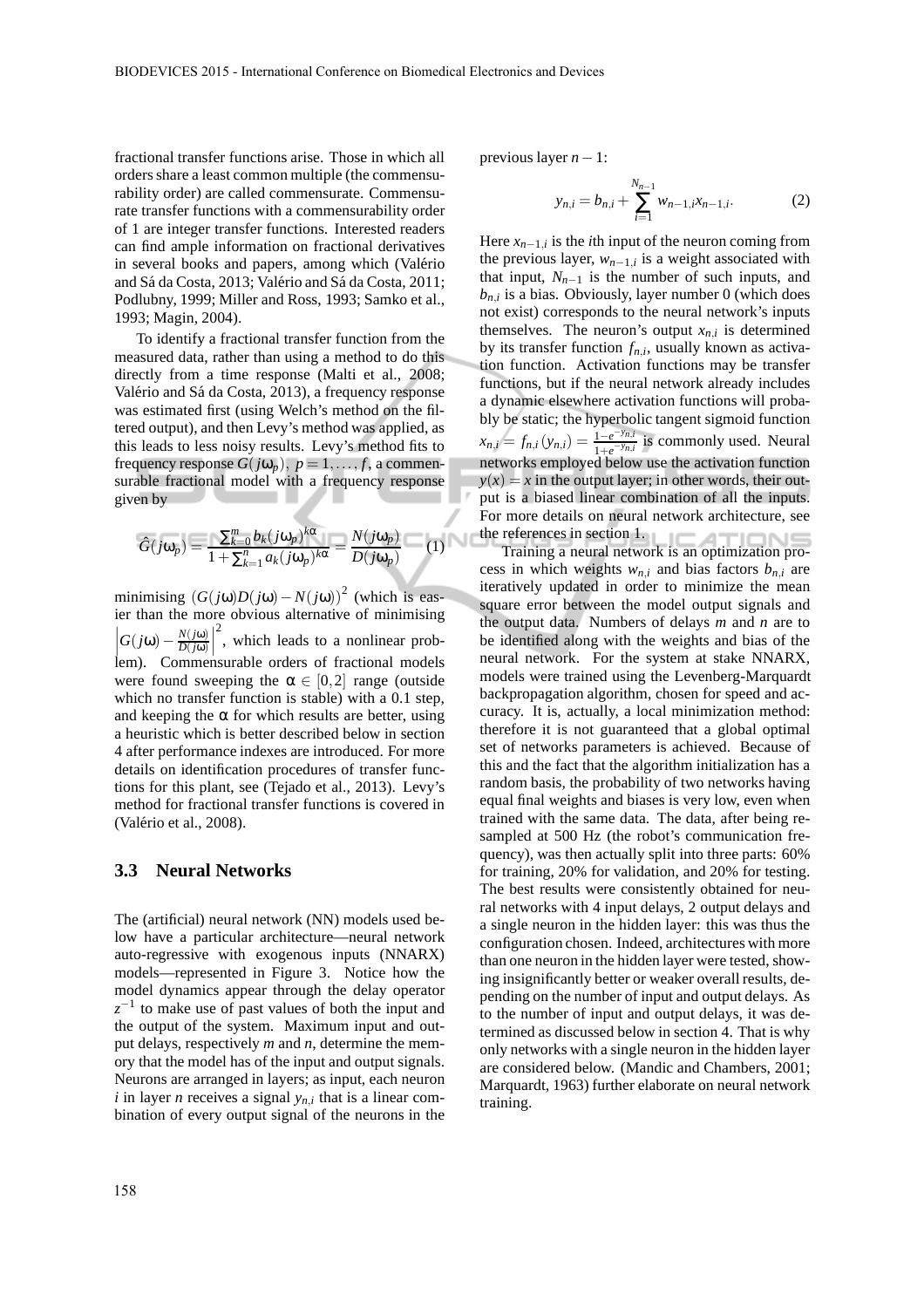fractional transfer functions arise. Those in which all orders share a least common multiple (the commensurability order) are called commensurate. Commensurate transfer functions with a commensurability order of 1 are integer transfer functions. Interested readers can find ample information on fractional derivatives in several books and papers, among which (Valério and Sá da Costa, 2013; Valério and Sá da Costa, 2011; Podlubny, 1999; Miller and Ross, 1993; Samko et al., 1993; Magin, 2004).

To identify a fractional transfer function from the measured data, rather than using a method to do this directly from a time response (Malti et al., 2008; Valério and Sá da Costa, 2013), a frequency response was estimated first (using Welch's method on the filtered output), and then Levy's method was applied, as this leads to less noisy results. Levy's method fits to frequency response $G(j\omega_p)$, $p = 1, \ldots, f$, a commensurable fractional model with a frequency response given by

$$\hat{G}(j\omega_p) = \frac{\sum_{k=0}^{m} b_k (j\omega_p)^{k\alpha}}{1 + \sum_{k=1}^{n} a_k (j\omega_p)^{k\alpha}} = \frac{N(j\omega_p)}{D(j\omega_p)} \quad (1)$$

minimising $(G(j\omega)D(j\omega) - N(j\omega))^2$ (which is easier than the more obvious alternative of minimising $\left|G(j\omega) - \frac{N(j\omega)}{D(j\omega)}\right|^2$, which leads to a nonlinear problem). Commensurable orders of fractional models were found sweeping the $\alpha \in [0, 2]$ range (outside which no transfer function is stable) with a 0.1 step, and keeping the $\alpha$ for which results are better, using a heuristic which is better described below in section 4 after performance indexes are introduced. For more details on identification procedures of transfer functions for this plant, see (Tejado et al., 2013). Levy's method for fractional transfer functions is covered in (Valério et al., 2008).

### 3.3 Neural Networks

The (artificial) neural network (NN) models used below have a particular architecture—neural network auto-regressive with exogenous inputs (NNARX) models—represented in Figure 3. Notice how the model dynamics appear through the delay operator $z^{-1}$ to make use of past values of both the input and the output of the system. Maximum input and output delays, respectively $m$ and $n$, determine the memory that the model has of the input and output signals. Neurons are arranged in layers; as input, each neuron $i$ in layer $n$ receives a signal $y_{n,i}$ that is a linear combination of every output signal of the neurons in the previous layer $n-1$:

$$y_{n,i} = b_{n,i} + \sum_{i=1}^{N_{n-1}} w_{n-1,i} x_{n-1,i}. \quad (2)$$

Here $x_{n-1,i}$ is the $i$th input of the neuron coming from the previous layer, $w_{n-1,i}$ is a weight associated with that input, $N_{n-1}$ is the number of such inputs, and $b_{n,i}$ is a bias. Obviously, layer number 0 (which does not exist) corresponds to the neural network's inputs themselves. The neuron's output $x_{n,i}$ is determined by its transfer function $f_{n,i}$, usually known as activation function. Activation functions may be transfer functions, but if the neural network already includes a dynamic elsewhere activation functions will probably be static; the hyperbolic tangent sigmoid function $x_{n,i} = f_{n,i}(y_{n,i}) = \frac{1-e^{-y_{n,i}}}{1+e^{-y_{n,i}}}$ is commonly used. Neural networks employed below use the activation function $y(x) = x$ in the output layer; in other words, their output is a biased linear combination of all the inputs. For more details on neural network architecture, see the references in section 1.

Training a neural network is an optimization process in which weights $w_{n,i}$ and bias factors $b_{n,i}$ are iteratively updated in order to minimize the mean square error between the model output signals and the output data. Numbers of delays $m$ and $n$ are to be identified along with the weights and bias of the neural network. For the system at stake NNARX, models were trained using the Levenberg-Marquardt backpropagation algorithm, chosen for speed and accuracy. It is, actually, a local minimization method: therefore it is not guaranteed that a global optimal set of networks parameters is achieved. Because of this and the fact that the algorithm initialization has a random basis, the probability of two networks having equal final weights and biases is very low, even when trained with the same data. The data, after being resampled at 500 Hz (the robot's communication frequency), was then actually split into three parts: 60% for training, 20% for validation, and 20% for testing. The best results were consistently obtained for neural networks with 4 input delays, 2 output delays and a single neuron in the hidden layer: this was thus the configuration chosen. Indeed, architectures with more than one neuron in the hidden layer were tested, showing insignificantly better or weaker overall results, depending on the number of input and output delays. As to the number of input and output delays, it was determined as discussed below in section 4. That is why only networks with a single neuron in the hidden layer are considered below. (Mandic and Chambers, 2001; Marquardt, 1963) further elaborate on neural network training.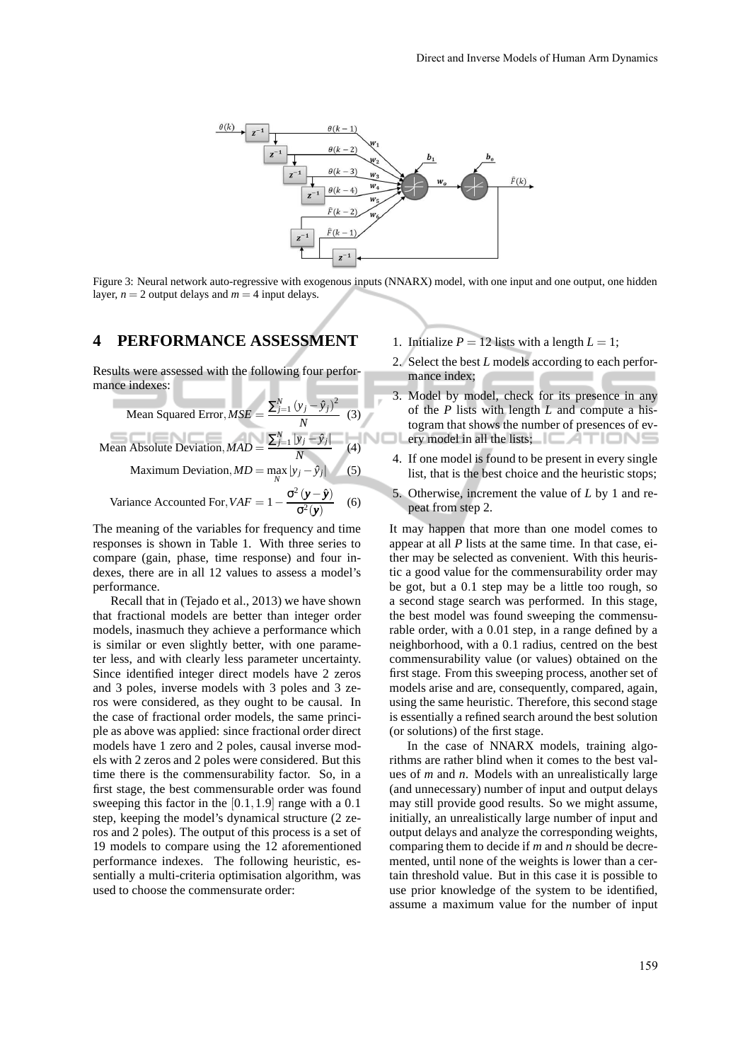Figure 3: Neural network auto-regressive with exogenous inputs (NNARX) model, with one input and one output, one hidden layer, $n = 2$ output delays and $m = 4$ input delays.

## 4 PERFORMANCE ASSESSMENT

Results were assessed with the following four performance indexes:

$$\text{Mean Squared Error}, MSE = \frac{\sum_{j=1}^{N} (y_j - \hat{y}_j)^2}{N} \quad (3)$$

$$\text{Mean Absolute Deviation}, MAD = \frac{\sum_{j=1}^{N} |y_j - \hat{y}_j|}{N} \quad (4)$$

$$\text{Maximum Deviation}, MD = \max_{N} |y_j - \hat{y}_j| \quad (5)$$

$$\text{Variance Accounted For}, VAF = 1 - \frac{\sigma^2(\boldsymbol{y} - \hat{\boldsymbol{y}})}{\sigma^2(\boldsymbol{y})} \quad (6)$$

The meaning of the variables for frequency and time responses is shown in Table 1. With three series to compare (gain, phase, time response) and four indexes, there are in all 12 values to assess a model's performance.

Recall that in (Tejado et al., 2013) we have shown that fractional models are better than integer order models, inasmuch they achieve a performance which is similar or even slightly better, with one parameter less, and with clearly less parameter uncertainty. Since identified integer direct models have 2 zeros and 3 poles, inverse models with 3 poles and 3 zeros were considered, as they ought to be causal. In the case of fractional order models, the same principle as above was applied: since fractional order direct models have 1 zero and 2 poles, causal inverse models with 2 zeros and 2 poles were considered. But this time there is the commensurability factor. So, in a first stage, the best commensurable order was found sweeping this factor in the $[0.1, 1.9]$ range with a 0.1 step, keeping the model's dynamical structure (2 zeros and 2 poles). The output of this process is a set of 19 models to compare using the 12 aforementioned performance indexes. The following heuristic, essentially a multi-criteria optimisation algorithm, was used to choose the commensurate order:

1. Initialize $P = 12$ lists with a length $L = 1$;
2. Select the best $L$ models according to each performance index;
3. Model by model, check for its presence in any of the $P$ lists with length $L$ and compute a histogram that shows the number of presences of every model in all the lists;
4. If one model is found to be present in every single list, that is the best choice and the heuristic stops;
5. Otherwise, increment the value of $L$ by 1 and repeat from step 2.

It may happen that more than one model comes to appear at all $P$ lists at the same time. In that case, either may be selected as convenient. With this heuristic a good value for the commensurability order may be got, but a 0.1 step may be a little too rough, so a second stage search was performed. In this stage, the best model was found sweeping the commensurable order, with a 0.01 step, in a range defined by a neighborhood, with a 0.1 radius, centred on the best commensurability value (or values) obtained on the first stage. From this sweeping process, another set of models arise and are, consequently, compared, again, using the same heuristic. Therefore, this second stage is essentially a refined search around the best solution (or solutions) of the first stage.

In the case of NNARX models, training algorithms are rather blind when it comes to the best values of $m$ and $n$. Models with an unrealistically large (and unnecessary) number of input and output delays may still provide good results. So we might assume, initially, an unrealistically large number of input and output delays and analyze the corresponding weights, comparing them to decide if $m$ and $n$ should be decremented, until none of the weights is lower than a certain threshold value. But in this case it is possible to use prior knowledge of the system to be identified, assume a maximum value for the number of input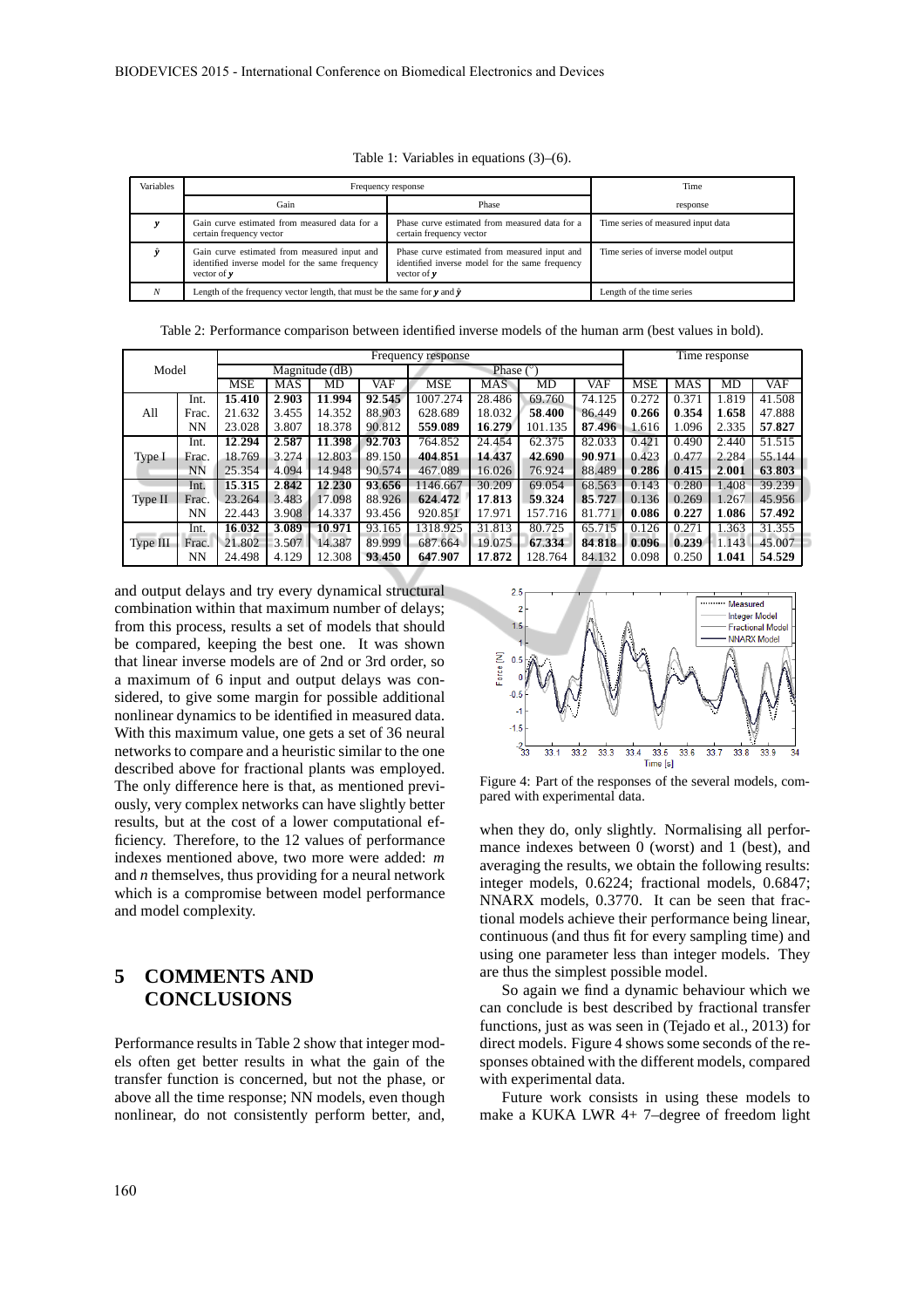Table 1: Variables in equations (3)–(6).

| Variables | Frequency response | | Time |
|---|---|---|---|
| | Gain | Phase | response |
| $y$ | Gain curve estimated from measured data for a certain frequency vector | Phase curve estimated from measured data for a certain frequency vector | Time series of measured input data |
| $\hat{y}$ | Gain curve estimated from measured input and identified inverse model for the same frequency vector of $y$ | Phase curve estimated from measured input and identified inverse model for the same frequency vector of $y$ | Time series of inverse model output |
| $N$ | Length of the frequency vector length, that must be the same for $y$ and $\hat{y}$ | | Length of the time series |

Table 2: Performance comparison between identified inverse models of the human arm (best values in bold).

| Model | | Frequency response | | | | | | | | Time response | | | |
|---|---|---|---|---|---|---|---|---|---|---|---|---|---|
| | | Magnitude (dB) | | | | Phase (°) | | | | | | | |
| | | MSE | MAS | MD | VAF | MSE | MAS | MD | VAF | MSE | MAS | MD | VAF |
| All | Int. | **15.410** | **2.903** | **11.994** | **92.545** | 1007.274 | 28.486 | 69.760 | 74.125 | 0.272 | 0.371 | 1.819 | 41.508 |
| | Frac. | 21.632 | 3.455 | 14.352 | 88.903 | 628.689 | 18.032 | **58.400** | 86.449 | **0.266** | **0.354** | **1.658** | 47.888 |
| | NN | 23.028 | 3.807 | 18.378 | 90.812 | **559.089** | **16.279** | 101.135 | **87.496** | 1.616 | 1.096 | 2.335 | **57.827** |
| Type I | Int. | **12.294** | **2.587** | **11.398** | **92.703** | 764.852 | 24.454 | 62.375 | 82.033 | 0.421 | 0.490 | 2.440 | 51.515 |
| | Frac. | 18.769 | 3.274 | 12.803 | 89.150 | **404.851** | **14.437** | **42.690** | **90.971** | 0.423 | 0.477 | 2.284 | 55.144 |
| | NN | 25.354 | 4.094 | 14.948 | 90.574 | 467.089 | 16.026 | 76.924 | 88.489 | **0.286** | **0.415** | **2.001** | **63.803** |
| Type II | Int. | **15.315** | **2.842** | **12.230** | **93.656** | 1146.667 | 30.209 | 69.054 | 68.563 | 0.143 | 0.280 | 1.408 | 39.239 |
| | Frac. | 23.264 | 3.483 | 17.098 | 88.926 | **624.472** | **17.813** | **59.324** | **85.727** | 0.136 | 0.269 | 1.267 | 45.956 |
| | NN | 22.443 | 3.908 | 14.337 | 93.456 | 920.851 | 17.971 | 157.716 | 81.771 | **0.086** | **0.227** | **1.086** | **57.492** |
| Type III | Int. | **16.032** | **3.089** | **10.971** | 93.165 | 1318.925 | 31.813 | 80.725 | 65.715 | 0.126 | 0.271 | 1.363 | 31.355 |
| | Frac. | 21.802 | 3.507 | 14.387 | 89.999 | 687.664 | 19.075 | **67.334** | **84.818** | **0.096** | **0.239** | 1.143 | 45.007 |
| | NN | 24.498 | 4.129 | 12.308 | **93.450** | **647.907** | **17.872** | 128.764 | 84.132 | 0.098 | 0.250 | **1.041** | **54.529** |

and output delays and try every dynamical structural combination within that maximum number of delays; from this process, results a set of models that should be compared, keeping the best one. It was shown that linear inverse models are of 2nd or 3rd order, so a maximum of 6 input and output delays was considered, to give some margin for possible additional nonlinear dynamics to be identified in measured data. With this maximum value, one gets a set of 36 neural networks to compare and a heuristic similar to the one described above for fractional plants was employed. The only difference here is that, as mentioned previously, very complex networks can have slightly better results, but at the cost of a lower computational efficiency. Therefore, to the 12 values of performance indexes mentioned above, two more were added: $m$ and $n$ themselves, thus providing for a neural network which is a compromise between model performance and model complexity.

## 5 COMMENTS AND CONCLUSIONS

Performance results in Table 2 show that integer models often get better results in what the gain of the transfer function is concerned, but not the phase, or above all the time response; NN models, even though nonlinear, do not consistently perform better, and, when they do, only slightly. Normalising all performance indexes between 0 (worst) and 1 (best), and averaging the results, we obtain the following results: integer models, 0.6224; fractional models, 0.6847; NNARX models, 0.3770. It can be seen that fractional models achieve their performance being linear, continuous (and thus fit for every sampling time) and using one parameter less than integer models. They are thus the simplest possible model.

Figure 4: Part of the responses of the several models, compared with experimental data.

So again we find a dynamic behaviour which we can conclude is best described by fractional transfer functions, just as was seen in (Tejado et al., 2013) for direct models. Figure 4 shows some seconds of the responses obtained with the different models, compared with experimental data.

Future work consists in using these models to make a KUKA LWR 4+ 7–degree of freedom light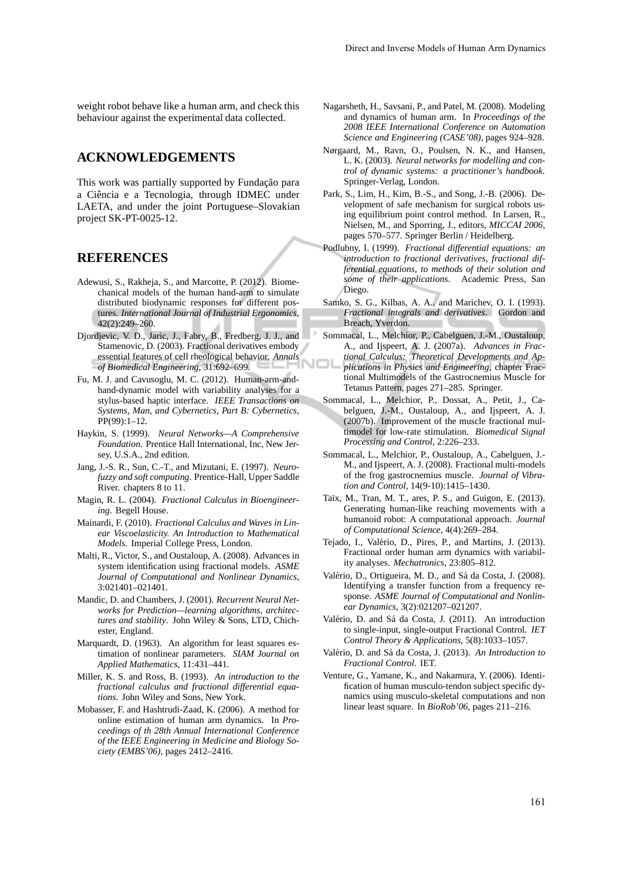weight robot behave like a human arm, and check this behaviour against the experimental data collected.

## ACKNOWLEDGEMENTS

This work was partially supported by Fundação para a Ciência e a Tecnologia, through IDMEC under LAETA, and under the joint Portuguese–Slovakian project SK-PT-0025-12.

## REFERENCES

Adewusi, S., Rakheja, S., and Marcotte, P. (2012). Biomechanical models of the human hand-arm to simulate distributed biodynamic responses for different postures. *International Journal of Industrial Ergonomics*, 42(2):249–260.

Djordjevic, V. D., Jaric, J., Fabry, B., Fredberg, J. J., and Stamenovic, D. (2003). Fractional derivatives embody essential features of cell rheological behavior. *Annals of Biomedical Engineering*, 31:692–699.

Fu, M. J. and Cavusoglu, M. C. (2012). Human-arm-and-hand-dynamic model with variability analyses for a stylus-based haptic interface. *IEEE Transactions on Systems, Man, and Cybernetics, Part B: Cybernetics*, PP(99):1–12.

Haykin, S. (1999). *Neural Networks—A Comprehensive Foundation*. Prentice Hall International, Inc, New Jersey, U.S.A., 2nd edition.

Jang, J.-S. R., Sun, C.-T., and Mizutani, E. (1997). *Neuro-fuzzy and soft computing*. Prentice-Hall, Upper Saddle River. chapters 8 to 11.

Magin, R. L. (2004). *Fractional Calculus in Bioengineering*. Begell House.

Mainardi, F. (2010). *Fractional Calculus and Waves in Linear Viscoelasticity. An Introduction to Mathematical Models*. Imperial College Press, London.

Malti, R., Victor, S., and Oustaloup, A. (2008). Advances in system identification using fractional models. *ASME Journal of Computational and Nonlinear Dynamics*, 3:021401–021401.

Mandic, D. and Chambers, J. (2001). *Recurrent Neural Networks for Prediction—learning algorithms, architectures and stability*. John Wiley & Sons, LTD, Chichester, England.

Marquardt, D. (1963). An algorithm for least squares estimation of nonlinear parameters. *SIAM Journal on Applied Mathematics*, 11:431–441.

Miller, K. S. and Ross, B. (1993). *An introduction to the fractional calculus and fractional differential equations*. John Wiley and Sons, New York.

Mobasser, F. and Hashtrudi-Zaad, K. (2006). A method for online estimation of human arm dynamics. In *Proceedings of th 28th Annual International Conference of the IEEE Engineering in Medicine and Biology Society (EMBS'06)*, pages 2412–2416.

Nagarsheth, H., Savsani, P., and Patel, M. (2008). Modeling and dynamics of human arm. In *Proceedings of the 2008 IEEE International Conference on Automation Science and Engineering (CASE'08)*, pages 924–928.

Nørgaard, M., Ravn, O., Poulsen, N. K., and Hansen, L. K. (2003). *Neural networks for modelling and control of dynamic systems: a practitioner's handbook*. Springer-Verlag, London.

Park, S., Lim, H., Kim, B.-S., and Song, J.-B. (2006). Development of safe mechanism for surgical robots using equilibrium point control method. In Larsen, R., Nielsen, M., and Sporring, J., editors, *MICCAI 2006*, pages 570–577. Springer Berlin / Heidelberg.

Podlubny, I. (1999). *Fractional differential equations: an introduction to fractional derivatives, fractional differential equations, to methods of their solution and some of their applications*. Academic Press, San Diego.

Samko, S. G., Kilbas, A. A., and Marichev, O. I. (1993). *Fractional integrals and derivatives*. Gordon and Breach, Yverdon.

Sommacal, L., Melchior, P., Cabelguen, J.-M., Oustaloup, A., and Ijspeert, A. J. (2007a). *Advances in Fractional Calculus: Theoretical Developments and Applications in Physics and Engineering*, chapter Fractional Multimodels of the Gastrocnemius Muscle for Tetanus Pattern, pages 271–285. Springer.

Sommacal, L., Melchior, P., Dossat, A., Petit, J., Cabelguen, J.-M., Oustaloup, A., and Ijspeert, A. J. (2007b). Improvement of the muscle fractional multimodel for low-rate stimulation. *Biomedical Signal Processing and Control*, 2:226–233.

Sommacal, L., Melchior, P., Oustaloup, A., Cabelguen, J.-M., and Ijspeert, A. J. (2008). Fractional multi-models of the frog gastrocnemius muscle. *Journal of Vibration and Control*, 14(9-10):1415–1430.

Taïx, M., Tran, M. T., ares, P. S., and Guigon, E. (2013). Generating human-like reaching movements with a humanoid robot: A computational approach. *Journal of Computational Science*, 4(4):269–284.

Tejado, I., Valério, D., Pires, P., and Martins, J. (2013). Fractional order human arm dynamics with variability analyses. *Mechatronics*, 23:805–812.

Valério, D., Ortigueira, M. D., and Sá da Costa, J. (2008). Identifying a transfer function from a frequency response. *ASME Journal of Computational and Nonlinear Dynamics*, 3(2):021207–021207.

Valério, D. and Sá da Costa, J. (2011). An introduction to single-input, single-output Fractional Control. *IET Control Theory & Applications*, 5(8):1033–1057.

Valério, D. and Sá da Costa, J. (2013). *An Introduction to Fractional Control*. IET.

Venture, G., Yamane, K., and Nakamura, Y. (2006). Identification of human musculo-tendon subject specific dynamics using musculo-skeletal computations and non linear least square. In *BioRob'06*, pages 211–216.